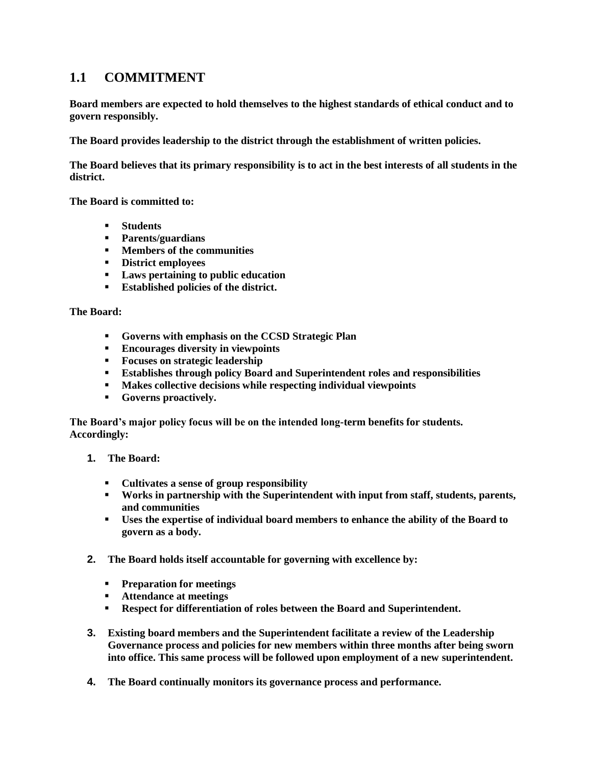## 1.1 COMMITMENT

**Board members are expected to hold themselves to the highest standards of ethical conduct and to govern responsibly.**

**The Board provides leadership to the district through the establishment of written policies.**

**The Board believes that its primary responsibility is to act in the best interests of all students in the district.**

**The Board is committed to:**

- **Students**
- **Parents/guardians**
- **Members of the communities**
- **District employees**
- **Laws pertaining to public education**
- **Established policies of the district.**

**The Board:**

- **Governs with emphasis on the CCSD Strategic Plan**
- **Encourages diversity in viewpoints**
- **Focuses on strategic leadership**
- **Establishes through policy Board and Superintendent roles and responsibilities**
- **Makes collective decisions while respecting individual viewpoints**
- **Governs proactively.**

**The Board's major policy focus will be on the intended long-term benefits for students. Accordingly:**

1. **The Board:**
   - **Cultivates a sense of group responsibility**
   - **Works in partnership with the Superintendent with input from staff, students, parents, and communities**
   - **Uses the expertise of individual board members to enhance the ability of the Board to govern as a body.**

2. **The Board holds itself accountable for governing with excellence by:**
   - **Preparation for meetings**
   - **Attendance at meetings**
   - **Respect for differentiation of roles between the Board and Superintendent.**

3. **Existing board members and the Superintendent facilitate a review of the Leadership Governance process and policies for new members within three months after being sworn into office. This same process will be followed upon employment of a new superintendent.**

4. **The Board continually monitors its governance process and performance.**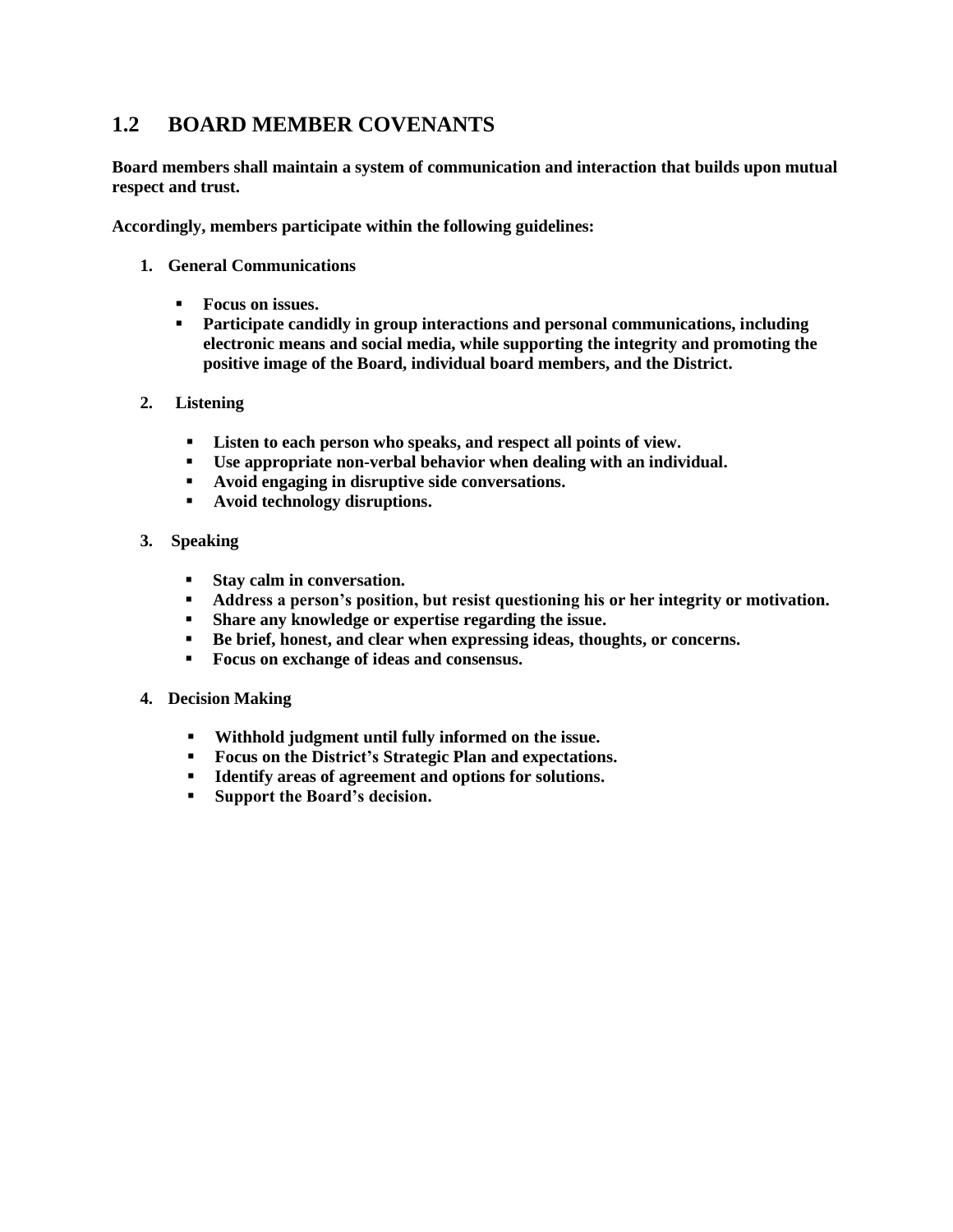## 1.2 BOARD MEMBER COVENANTS

**Board members shall maintain a system of communication and interaction that builds upon mutual respect and trust.**

**Accordingly, members participate within the following guidelines:**

1. **General Communications**
   - **Focus on issues.**
   - **Participate candidly in group interactions and personal communications, including electronic means and social media, while supporting the integrity and promoting the positive image of the Board, individual board members, and the District.**

2. **Listening**
   - **Listen to each person who speaks, and respect all points of view.**
   - **Use appropriate non-verbal behavior when dealing with an individual.**
   - **Avoid engaging in disruptive side conversations.**
   - **Avoid technology disruptions.**

3. **Speaking**
   - **Stay calm in conversation.**
   - **Address a person's position, but resist questioning his or her integrity or motivation.**
   - **Share any knowledge or expertise regarding the issue.**
   - **Be brief, honest, and clear when expressing ideas, thoughts, or concerns.**
   - **Focus on exchange of ideas and consensus.**

4. **Decision Making**
   - **Withhold judgment until fully informed on the issue.**
   - **Focus on the District's Strategic Plan and expectations.**
   - **Identify areas of agreement and options for solutions.**
   - **Support the Board's decision.**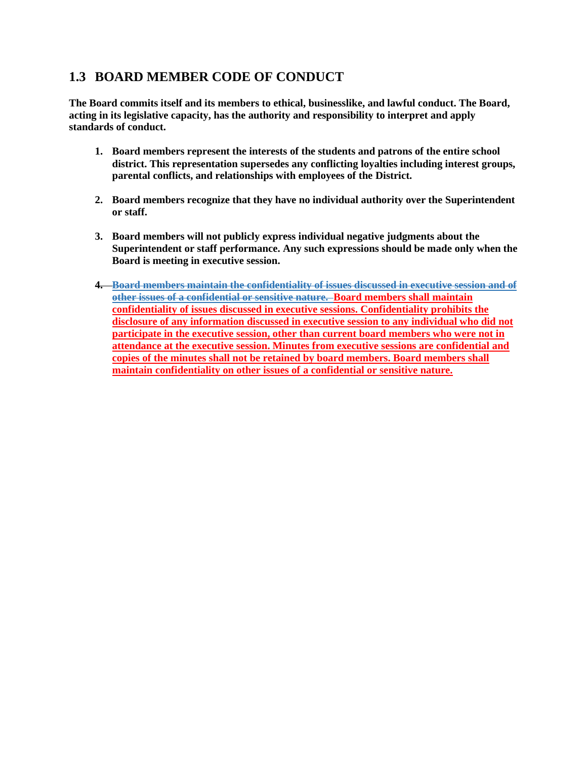## 1.3 BOARD MEMBER CODE OF CONDUCT

**The Board commits itself and its members to ethical, businesslike, and lawful conduct. The Board, acting in its legislative capacity, has the authority and responsibility to interpret and apply standards of conduct.**

1. **Board members represent the interests of the students and patrons of the entire school district. This representation supersedes any conflicting loyalties including interest groups, parental conflicts, and relationships with employees of the District.**

2. **Board members recognize that they have no individual authority over the Superintendent or staff.**

3. **Board members will not publicly express individual negative judgments about the Superintendent or staff performance. Any such expressions should be made only when the Board is meeting in executive session.**

4. ~~**Board members maintain the confidentiality of issues discussed in executive session and of other issues of a confidential or sensitive nature.**~~ **Board members shall maintain confidentiality of issues discussed in executive sessions. Confidentiality prohibits the disclosure of any information discussed in executive session to any individual who did not participate in the executive session, other than current board members who were not in attendance at the executive session. Minutes from executive sessions are confidential and copies of the minutes shall not be retained by board members. Board members shall maintain confidentiality on other issues of a confidential or sensitive nature.**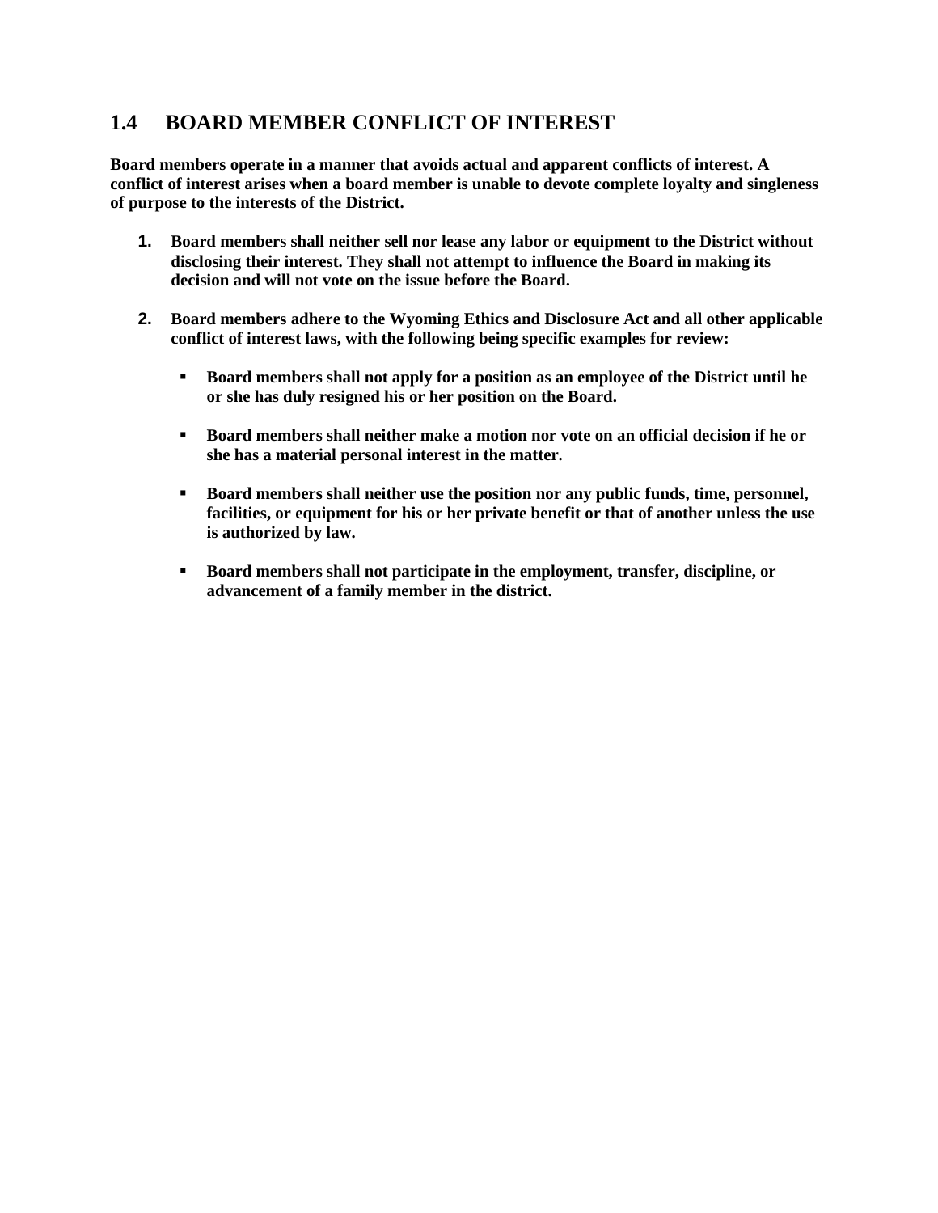## 1.4 BOARD MEMBER CONFLICT OF INTEREST

**Board members operate in a manner that avoids actual and apparent conflicts of interest. A conflict of interest arises when a board member is unable to devote complete loyalty and singleness of purpose to the interests of the District.**

1. **Board members shall neither sell nor lease any labor or equipment to the District without disclosing their interest. They shall not attempt to influence the Board in making its decision and will not vote on the issue before the Board.**

2. **Board members adhere to the Wyoming Ethics and Disclosure Act and all other applicable conflict of interest laws, with the following being specific examples for review:**

   - **Board members shall not apply for a position as an employee of the District until he or she has duly resigned his or her position on the Board.**

   - **Board members shall neither make a motion nor vote on an official decision if he or she has a material personal interest in the matter.**

   - **Board members shall neither use the position nor any public funds, time, personnel, facilities, or equipment for his or her private benefit or that of another unless the use is authorized by law.**

   - **Board members shall not participate in the employment, transfer, discipline, or advancement of a family member in the district.**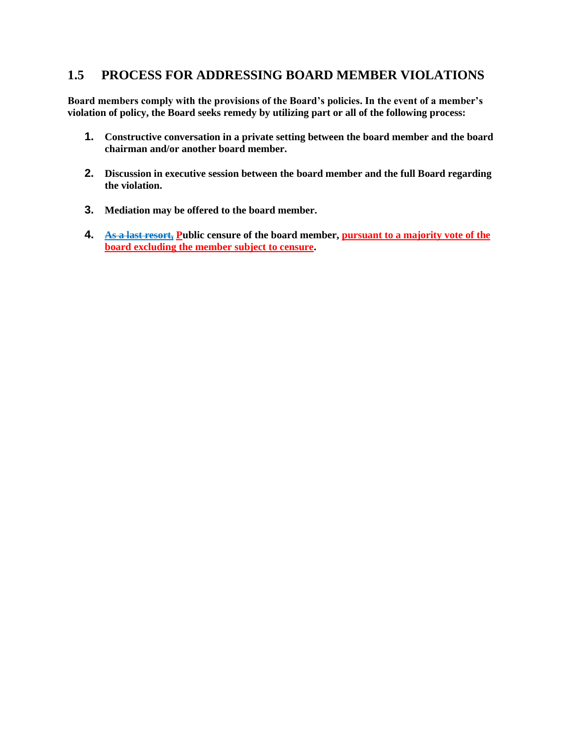## 1.5 PROCESS FOR ADDRESSING BOARD MEMBER VIOLATIONS

**Board members comply with the provisions of the Board's policies. In the event of a member's violation of policy, the Board seeks remedy by utilizing part or all of the following process:**

1. **Constructive conversation in a private setting between the board member and the board chairman and/or another board member.**

2. **Discussion in executive session between the board member and the full Board regarding the violation.**

3. **Mediation may be offered to the board member.**

4. **~~As a last resort,~~ <u>P</u>ublic censure of the board member, <u>pursuant to a majority vote of the board excluding the member subject to censure</u>.**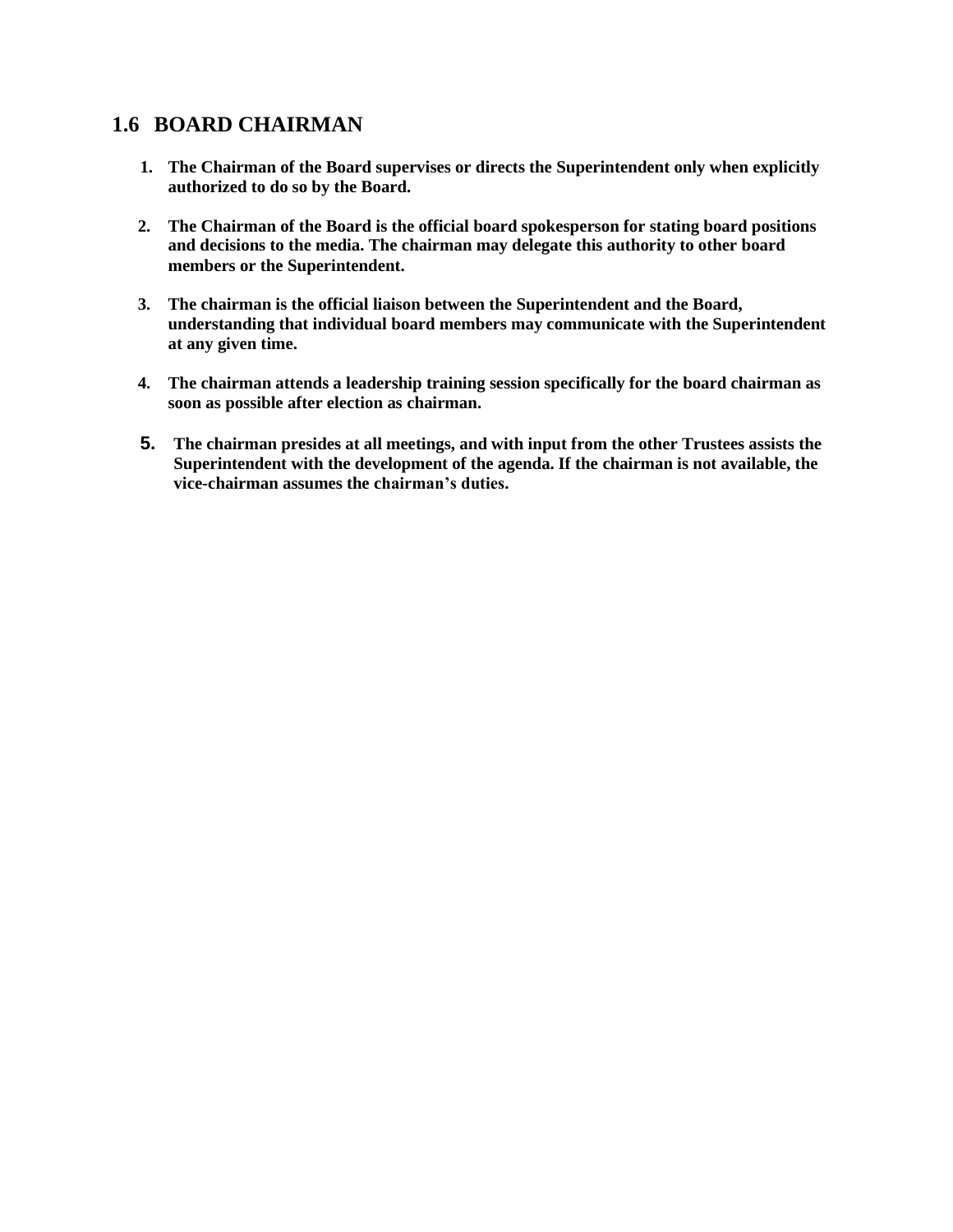## 1.6 BOARD CHAIRMAN

1. **The Chairman of the Board supervises or directs the Superintendent only when explicitly authorized to do so by the Board.**

2. **The Chairman of the Board is the official board spokesperson for stating board positions and decisions to the media. The chairman may delegate this authority to other board members or the Superintendent.**

3. **The chairman is the official liaison between the Superintendent and the Board, understanding that individual board members may communicate with the Superintendent at any given time.**

4. **The chairman attends a leadership training session specifically for the board chairman as soon as possible after election as chairman.**

5. **The chairman presides at all meetings, and with input from the other Trustees assists the Superintendent with the development of the agenda. If the chairman is not available, the vice-chairman assumes the chairman's duties.**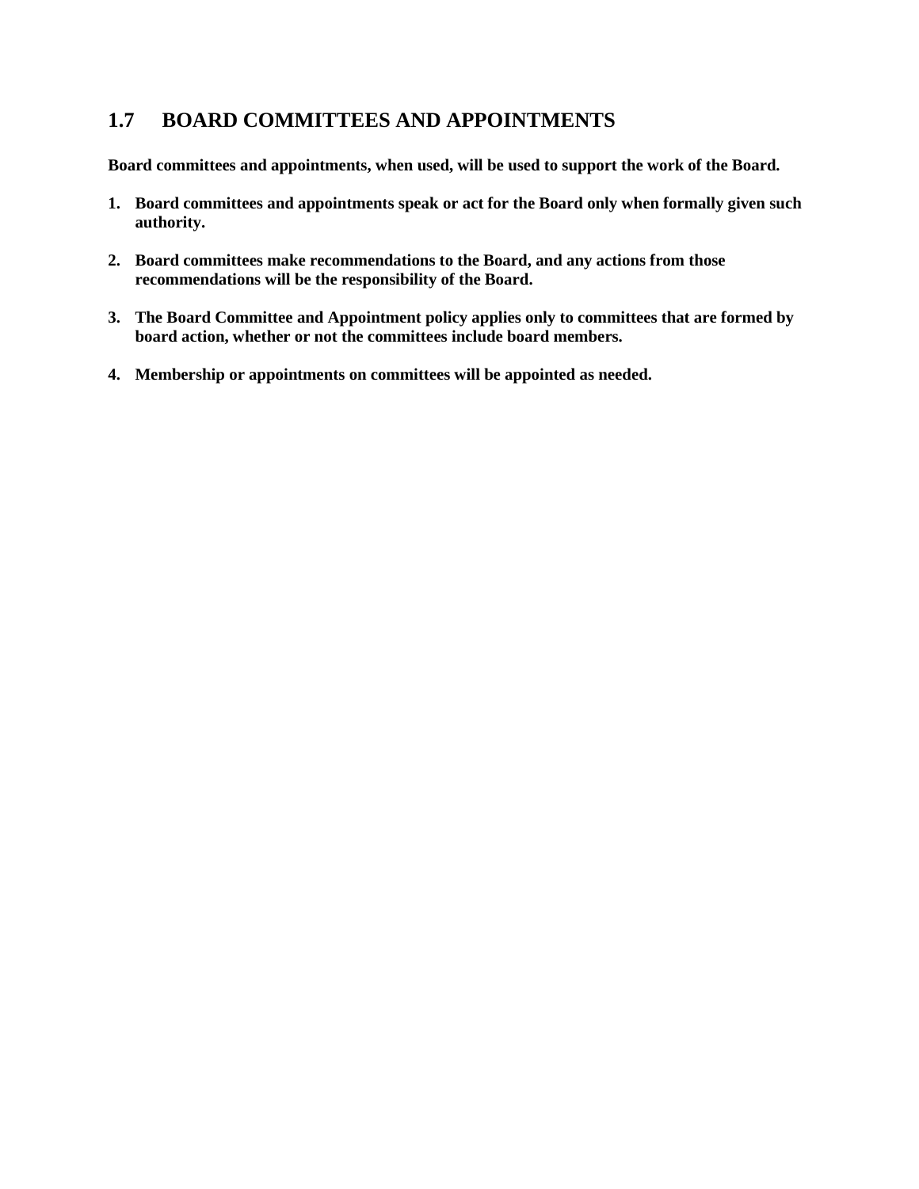## 1.7 BOARD COMMITTEES AND APPOINTMENTS

**Board committees and appointments, when used, will be used to support the work of the Board.**

1. **Board committees and appointments speak or act for the Board only when formally given such authority.**

2. **Board committees make recommendations to the Board, and any actions from those recommendations will be the responsibility of the Board.**

3. **The Board Committee and Appointment policy applies only to committees that are formed by board action, whether or not the committees include board members.**

4. **Membership or appointments on committees will be appointed as needed.**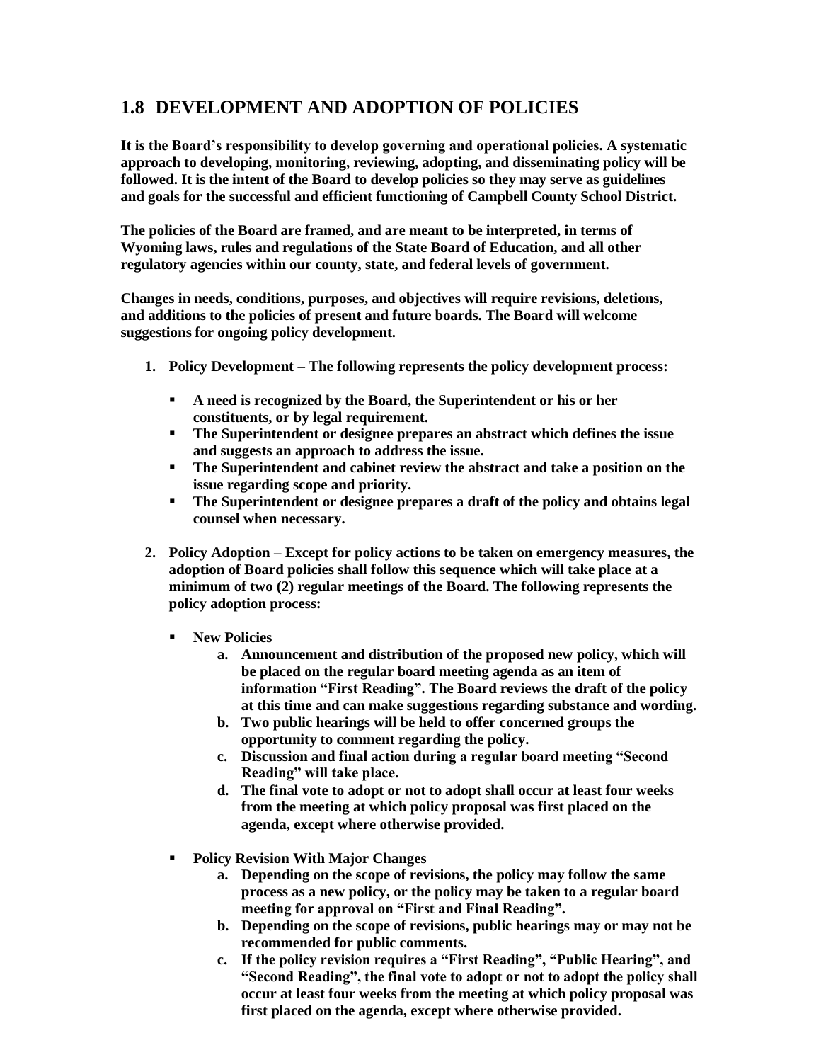## 1.8 DEVELOPMENT AND ADOPTION OF POLICIES

**It is the Board's responsibility to develop governing and operational policies. A systematic approach to developing, monitoring, reviewing, adopting, and disseminating policy will be followed. It is the intent of the Board to develop policies so they may serve as guidelines and goals for the successful and efficient functioning of Campbell County School District.**

**The policies of the Board are framed, and are meant to be interpreted, in terms of Wyoming laws, rules and regulations of the State Board of Education, and all other regulatory agencies within our county, state, and federal levels of government.**

**Changes in needs, conditions, purposes, and objectives will require revisions, deletions, and additions to the policies of present and future boards. The Board will welcome suggestions for ongoing policy development.**

1. **Policy Development – The following represents the policy development process:**

   - **A need is recognized by the Board, the Superintendent or his or her constituents, or by legal requirement.**
   - **The Superintendent or designee prepares an abstract which defines the issue and suggests an approach to address the issue.**
   - **The Superintendent and cabinet review the abstract and take a position on the issue regarding scope and priority.**
   - **The Superintendent or designee prepares a draft of the policy and obtains legal counsel when necessary.**

2. **Policy Adoption – Except for policy actions to be taken on emergency measures, the adoption of Board policies shall follow this sequence which will take place at a minimum of two (2) regular meetings of the Board. The following represents the policy adoption process:**

   - **New Policies**
     a. **Announcement and distribution of the proposed new policy, which will be placed on the regular board meeting agenda as an item of information "First Reading". The Board reviews the draft of the policy at this time and can make suggestions regarding substance and wording.**
     b. **Two public hearings will be held to offer concerned groups the opportunity to comment regarding the policy.**
     c. **Discussion and final action during a regular board meeting "Second Reading" will take place.**
     d. **The final vote to adopt or not to adopt shall occur at least four weeks from the meeting at which policy proposal was first placed on the agenda, except where otherwise provided.**

   - **Policy Revision With Major Changes**
     a. **Depending on the scope of revisions, the policy may follow the same process as a new policy, or the policy may be taken to a regular board meeting for approval on "First and Final Reading".**
     b. **Depending on the scope of revisions, public hearings may or may not be recommended for public comments.**
     c. **If the policy revision requires a "First Reading", "Public Hearing", and "Second Reading", the final vote to adopt or not to adopt the policy shall occur at least four weeks from the meeting at which policy proposal was first placed on the agenda, except where otherwise provided.**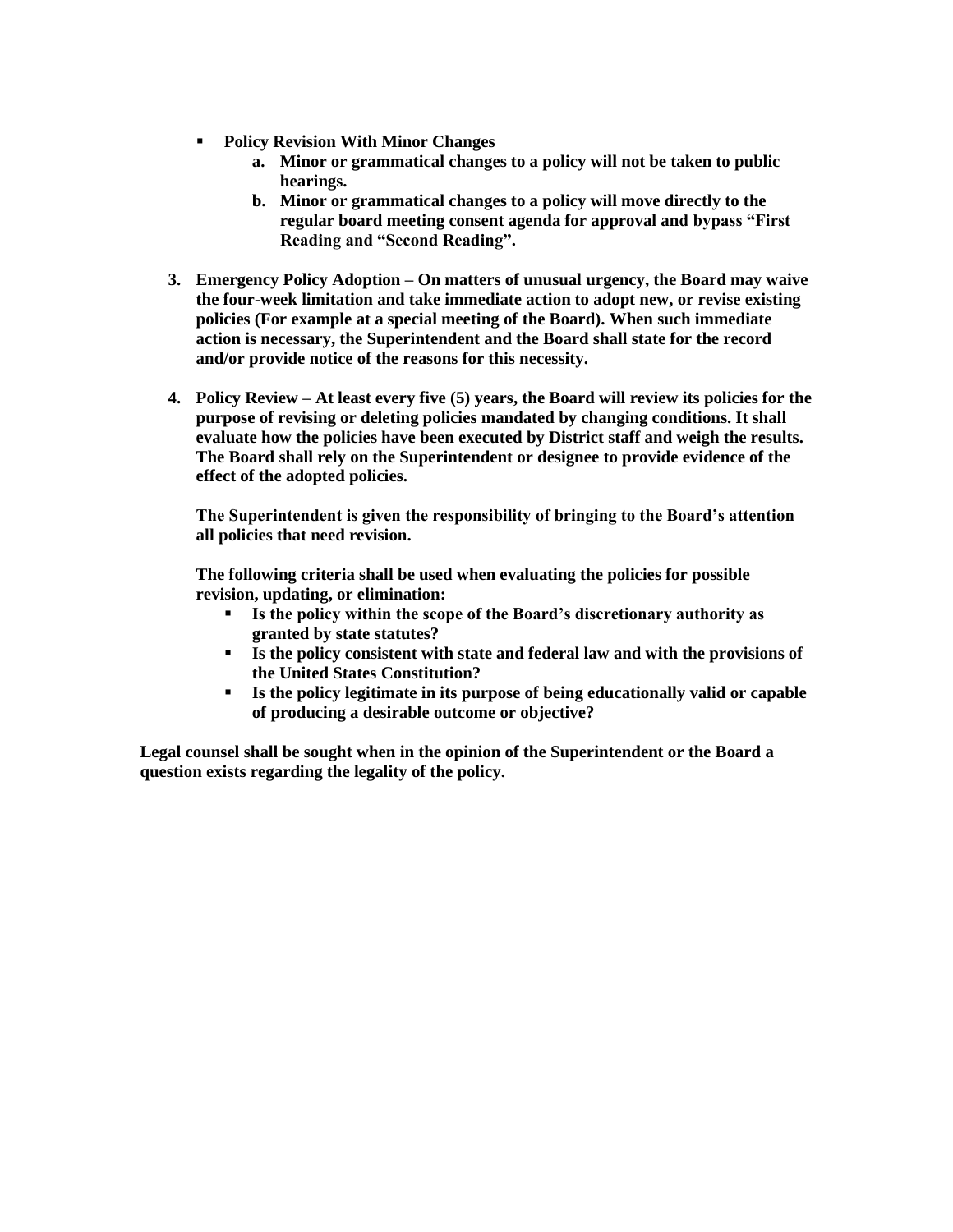- **Policy Revision With Minor Changes**
    a. **Minor or grammatical changes to a policy will not be taken to public hearings.**
    b. **Minor or grammatical changes to a policy will move directly to the regular board meeting consent agenda for approval and bypass "First Reading and "Second Reading".**

3. **Emergency Policy Adoption – On matters of unusual urgency, the Board may waive the four-week limitation and take immediate action to adopt new, or revise existing policies (For example at a special meeting of the Board). When such immediate action is necessary, the Superintendent and the Board shall state for the record and/or provide notice of the reasons for this necessity.**

4. **Policy Review – At least every five (5) years, the Board will review its policies for the purpose of revising or deleting policies mandated by changing conditions. It shall evaluate how the policies have been executed by District staff and weigh the results. The Board shall rely on the Superintendent or designee to provide evidence of the effect of the adopted policies.**

   **The Superintendent is given the responsibility of bringing to the Board's attention all policies that need revision.**

   **The following criteria shall be used when evaluating the policies for possible revision, updating, or elimination:**
   - **Is the policy within the scope of the Board's discretionary authority as granted by state statutes?**
   - **Is the policy consistent with state and federal law and with the provisions of the United States Constitution?**
   - **Is the policy legitimate in its purpose of being educationally valid or capable of producing a desirable outcome or objective?**

**Legal counsel shall be sought when in the opinion of the Superintendent or the Board a question exists regarding the legality of the policy.**